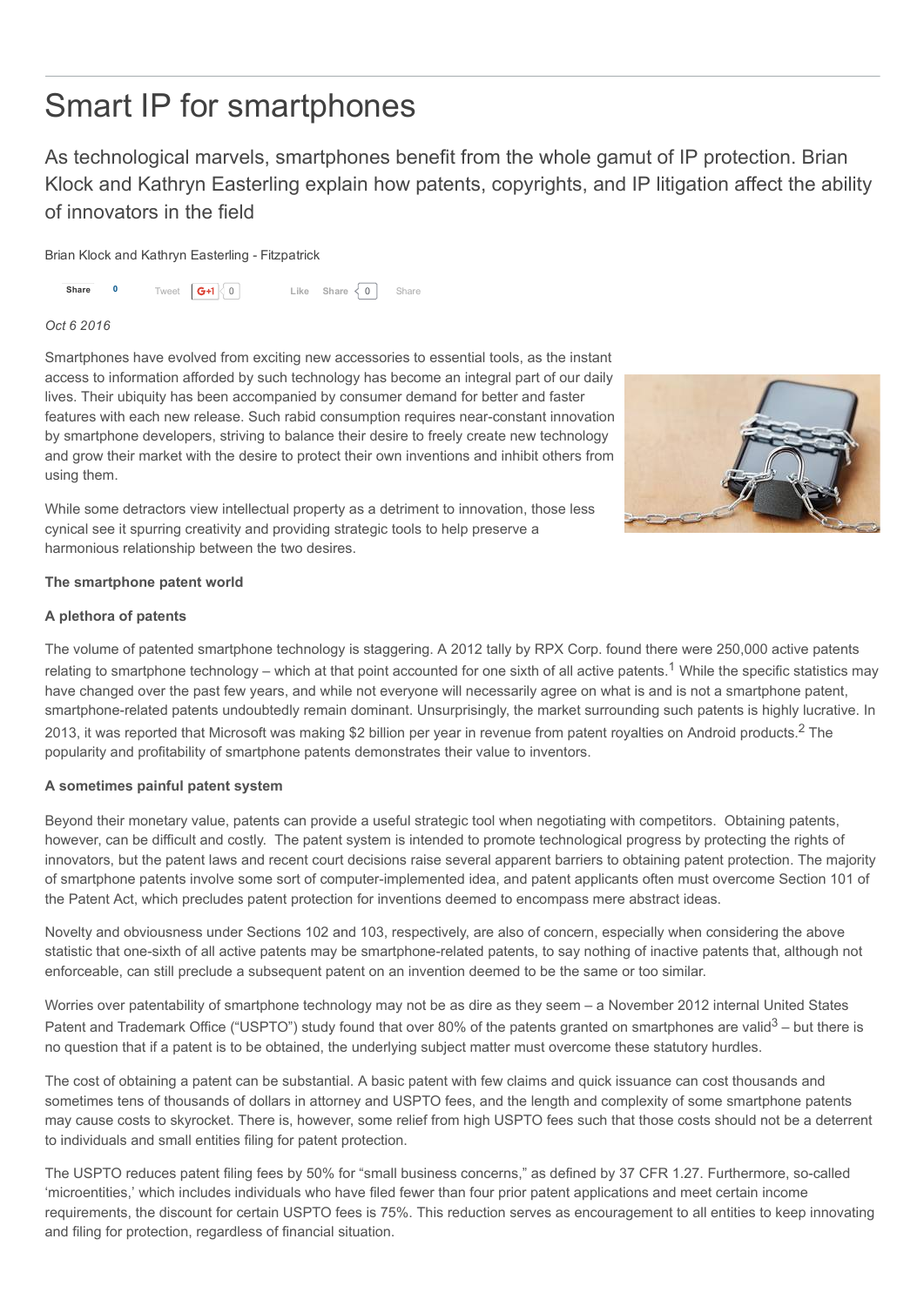# Smart IP for smartphones

## As technological marvels, smartphones benefit from the whole gamut of IP protection. Brian Klock and Kathryn Easterling explain how patents, copyrights, and IP litigation affect the ability of innovators in the field

Brian Klock and Kathryn Easterling - Fitzpatrick

*Oct 6 2016*

Smartphones have evolved from exciting new accessories to essential tools, as the instant access to information afforded by such technology has become an integral part of our daily lives. Their ubiquity has been accompanied by consumer demand for better and faster features with each new release. Such rabid consumption requires near-constant innovation by smartphone developers, striving to balance their desire to freely create new technology and grow their market with the desire to protect their own inventions and inhibit others from using them.

While some detractors view intellectual property as a detriment to innovation, those less cynical see it spurring creativity and providing strategic tools to help preserve a harmonious relationship between the two desires.

**The smartphone patent world**

**A plethora of patents**

The volume of patented smartphone technology is staggering. A 2012 tally by RPX Corp. found there were 250,000 active patents relating to smartphone technology – which at that point accounted for one sixth of all active patents.[1] While the specific statistics may have changed over the past few years, and while not everyone will necessarily agree on what is and is not a smartphone patent, smartphone-related patents undoubtedly remain dominant. Unsurprisingly, the market surrounding such patents is highly lucrative. In 2013, it was reported that Microsoft was making $2 billion per year in revenue from patent royalties on Android products.[2] The popularity and profitability of smartphone patents demonstrates their value to inventors.

**A sometimes painful patent system**

Beyond their monetary value, patents can provide a useful strategic tool when negotiating with competitors. Obtaining patents, however, can be difficult and costly. The patent system is intended to promote technological progress by protecting the rights of innovators, but the patent laws and recent court decisions raise several apparent barriers to obtaining patent protection. The majority of smartphone patents involve some sort of computer-implemented idea, and patent applicants often must overcome Section 101 of the Patent Act, which precludes patent protection for inventions deemed to encompass mere abstract ideas.

Novelty and obviousness under Sections 102 and 103, respectively, are also of concern, especially when considering the above statistic that one-sixth of all active patents may be smartphone-related patents, to say nothing of inactive patents that, although not enforceable, can still preclude a subsequent patent on an invention deemed to be the same or too similar.

Worries over patentability of smartphone technology may not be as dire as they seem – a November 2012 internal United States Patent and Trademark Office ("USPTO") study found that over 80% of the patents granted on smartphones are valid[3] – but there is no question that if a patent is to be obtained, the underlying subject matter must overcome these statutory hurdles.

The cost of obtaining a patent can be substantial. A basic patent with few claims and quick issuance can cost thousands and sometimes tens of thousands of dollars in attorney and USPTO fees, and the length and complexity of some smartphone patents may cause costs to skyrocket. There is, however, some relief from high USPTO fees such that those costs should not be a deterrent to individuals and small entities filing for patent protection.

The USPTO reduces patent filing fees by 50% for "small business concerns," as defined by 37 CFR 1.27. Furthermore, so-called 'microentities,' which includes individuals who have filed fewer than four prior patent applications and meet certain income requirements, the discount for certain USPTO fees is 75%. This reduction serves as encouragement to all entities to keep innovating and filing for protection, regardless of financial situation.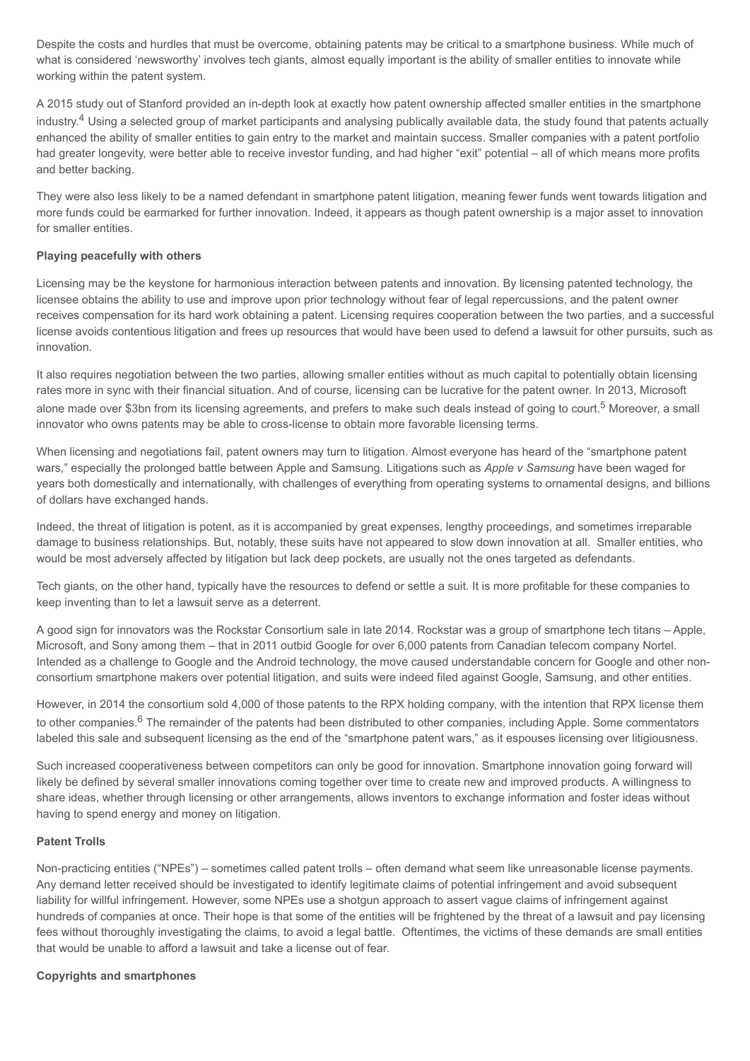Despite the costs and hurdles that must be overcome, obtaining patents may be critical to a smartphone business. While much of what is considered 'newsworthy' involves tech giants, almost equally important is the ability of smaller entities to innovate while working within the patent system.

A 2015 study out of Stanford provided an in-depth look at exactly how patent ownership affected smaller entities in the smartphone industry.[4] Using a selected group of market participants and analysing publically available data, the study found that patents actually enhanced the ability of smaller entities to gain entry to the market and maintain success. Smaller companies with a patent portfolio had greater longevity, were better able to receive investor funding, and had higher "exit" potential – all of which means more profits and better backing.

They were also less likely to be a named defendant in smartphone patent litigation, meaning fewer funds went towards litigation and more funds could be earmarked for further innovation. Indeed, it appears as though patent ownership is a major asset to innovation for smaller entities.

**Playing peacefully with others**

Licensing may be the keystone for harmonious interaction between patents and innovation. By licensing patented technology, the licensee obtains the ability to use and improve upon prior technology without fear of legal repercussions, and the patent owner receives compensation for its hard work obtaining a patent. Licensing requires cooperation between the two parties, and a successful license avoids contentious litigation and frees up resources that would have been used to defend a lawsuit for other pursuits, such as innovation.

It also requires negotiation between the two parties, allowing smaller entities without as much capital to potentially obtain licensing rates more in sync with their financial situation. And of course, licensing can be lucrative for the patent owner. In 2013, Microsoft alone made over $3bn from its licensing agreements, and prefers to make such deals instead of going to court.[5] Moreover, a small innovator who owns patents may be able to cross-license to obtain more favorable licensing terms.

When licensing and negotiations fail, patent owners may turn to litigation. Almost everyone has heard of the "smartphone patent wars," especially the prolonged battle between Apple and Samsung. Litigations such as *Apple v Samsung* have been waged for years both domestically and internationally, with challenges of everything from operating systems to ornamental designs, and billions of dollars have exchanged hands.

Indeed, the threat of litigation is potent, as it is accompanied by great expenses, lengthy proceedings, and sometimes irreparable damage to business relationships. But, notably, these suits have not appeared to slow down innovation at all. Smaller entities, who would be most adversely affected by litigation but lack deep pockets, are usually not the ones targeted as defendants.

Tech giants, on the other hand, typically have the resources to defend or settle a suit. It is more profitable for these companies to keep inventing than to let a lawsuit serve as a deterrent.

A good sign for innovators was the Rockstar Consortium sale in late 2014. Rockstar was a group of smartphone tech titans – Apple, Microsoft, and Sony among them – that in 2011 outbid Google for over 6,000 patents from Canadian telecom company Nortel. Intended as a challenge to Google and the Android technology, the move caused understandable concern for Google and other non-consortium smartphone makers over potential litigation, and suits were indeed filed against Google, Samsung, and other entities.

However, in 2014 the consortium sold 4,000 of those patents to the RPX holding company, with the intention that RPX license them to other companies.[6] The remainder of the patents had been distributed to other companies, including Apple. Some commentators labeled this sale and subsequent licensing as the end of the "smartphone patent wars," as it espouses licensing over litigiousness.

Such increased cooperativeness between competitors can only be good for innovation. Smartphone innovation going forward will likely be defined by several smaller innovations coming together over time to create new and improved products. A willingness to share ideas, whether through licensing or other arrangements, allows inventors to exchange information and foster ideas without having to spend energy and money on litigation.

**Patent Trolls**

Non-practicing entities ("NPEs") – sometimes called patent trolls – often demand what seem like unreasonable license payments. Any demand letter received should be investigated to identify legitimate claims of potential infringement and avoid subsequent liability for willful infringement. However, some NPEs use a shotgun approach to assert vague claims of infringement against hundreds of companies at once. Their hope is that some of the entities will be frightened by the threat of a lawsuit and pay licensing fees without thoroughly investigating the claims, to avoid a legal battle. Oftentimes, the victims of these demands are small entities that would be unable to afford a lawsuit and take a license out of fear.

**Copyrights and smartphones**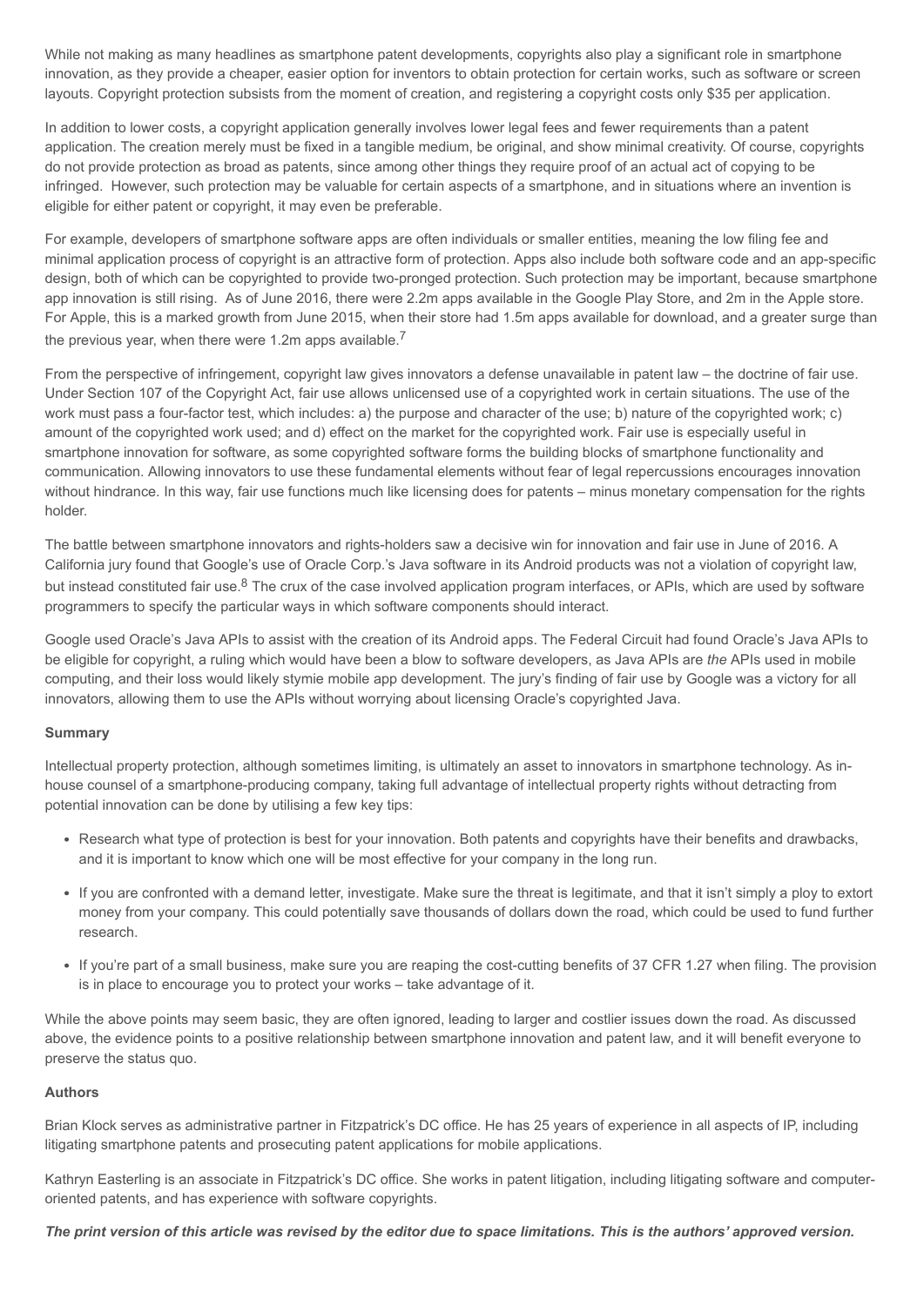While not making as many headlines as smartphone patent developments, copyrights also play a significant role in smartphone innovation, as they provide a cheaper, easier option for inventors to obtain protection for certain works, such as software or screen layouts. Copyright protection subsists from the moment of creation, and registering a copyright costs only $35 per application.

In addition to lower costs, a copyright application generally involves lower legal fees and fewer requirements than a patent application. The creation merely must be fixed in a tangible medium, be original, and show minimal creativity. Of course, copyrights do not provide protection as broad as patents, since among other things they require proof of an actual act of copying to be infringed. However, such protection may be valuable for certain aspects of a smartphone, and in situations where an invention is eligible for either patent or copyright, it may even be preferable.

For example, developers of smartphone software apps are often individuals or smaller entities, meaning the low filing fee and minimal application process of copyright is an attractive form of protection. Apps also include both software code and an app-specific design, both of which can be copyrighted to provide two-pronged protection. Such protection may be important, because smartphone app innovation is still rising. As of June 2016, there were 2.2m apps available in the Google Play Store, and 2m in the Apple store. For Apple, this is a marked growth from June 2015, when their store had 1.5m apps available for download, and a greater surge than the previous year, when there were 1.2m apps available.[7]

From the perspective of infringement, copyright law gives innovators a defense unavailable in patent law – the doctrine of fair use. Under Section 107 of the Copyright Act, fair use allows unlicensed use of a copyrighted work in certain situations. The use of the work must pass a four-factor test, which includes: a) the purpose and character of the use; b) nature of the copyrighted work; c) amount of the copyrighted work used; and d) effect on the market for the copyrighted work. Fair use is especially useful in smartphone innovation for software, as some copyrighted software forms the building blocks of smartphone functionality and communication. Allowing innovators to use these fundamental elements without fear of legal repercussions encourages innovation without hindrance. In this way, fair use functions much like licensing does for patents – minus monetary compensation for the rights holder.

The battle between smartphone innovators and rights-holders saw a decisive win for innovation and fair use in June of 2016. A California jury found that Google's use of Oracle Corp.'s Java software in its Android products was not a violation of copyright law, but instead constituted fair use.[8] The crux of the case involved application program interfaces, or APIs, which are used by software programmers to specify the particular ways in which software components should interact.

Google used Oracle's Java APIs to assist with the creation of its Android apps. The Federal Circuit had found Oracle's Java APIs to be eligible for copyright, a ruling which would have been a blow to software developers, as Java APIs are *the* APIs used in mobile computing, and their loss would likely stymie mobile app development. The jury's finding of fair use by Google was a victory for all innovators, allowing them to use the APIs without worrying about licensing Oracle's copyrighted Java.

**Summary**

Intellectual property protection, although sometimes limiting, is ultimately an asset to innovators in smartphone technology. As in-house counsel of a smartphone-producing company, taking full advantage of intellectual property rights without detracting from potential innovation can be done by utilising a few key tips:

- Research what type of protection is best for your innovation. Both patents and copyrights have their benefits and drawbacks, and it is important to know which one will be most effective for your company in the long run.
- If you are confronted with a demand letter, investigate. Make sure the threat is legitimate, and that it isn't simply a ploy to extort money from your company. This could potentially save thousands of dollars down the road, which could be used to fund further research.
- If you're part of a small business, make sure you are reaping the cost-cutting benefits of 37 CFR 1.27 when filing. The provision is in place to encourage you to protect your works – take advantage of it.

While the above points may seem basic, they are often ignored, leading to larger and costlier issues down the road. As discussed above, the evidence points to a positive relationship between smartphone innovation and patent law, and it will benefit everyone to preserve the status quo.

**Authors**

Brian Klock serves as administrative partner in Fitzpatrick's DC office. He has 25 years of experience in all aspects of IP, including litigating smartphone patents and prosecuting patent applications for mobile applications.

Kathryn Easterling is an associate in Fitzpatrick's DC office. She works in patent litigation, including litigating software and computer-oriented patents, and has experience with software copyrights.

***The print version of this article was revised by the editor due to space limitations. This is the authors' approved version.***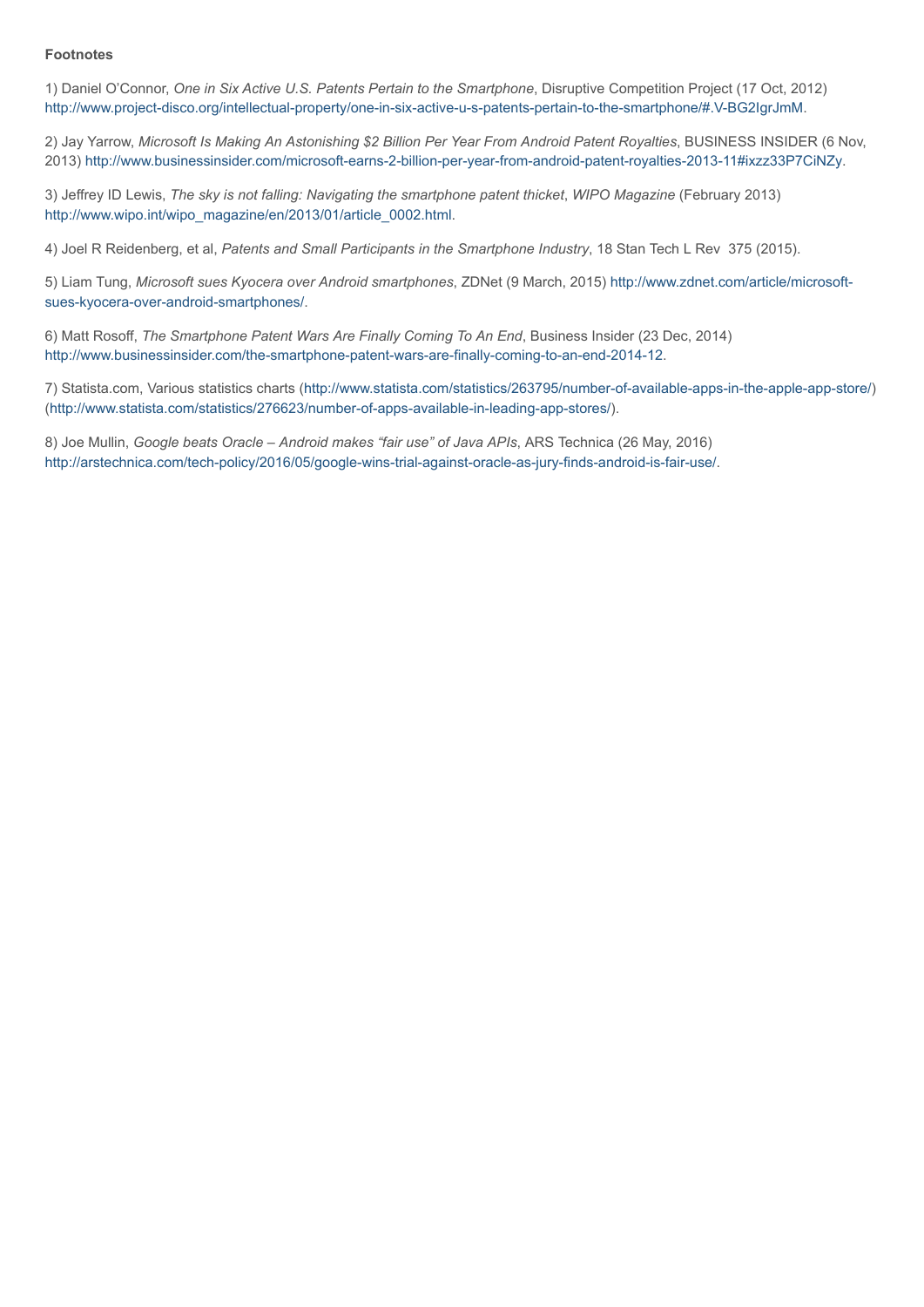**Footnotes**

1) Daniel O'Connor, *One in Six Active U.S. Patents Pertain to the Smartphone*, Disruptive Competition Project (17 Oct, 2012) http://www.project-disco.org/intellectual-property/one-in-six-active-u-s-patents-pertain-to-the-smartphone/#.V-BG2IgrJmM.

2) Jay Yarrow, *Microsoft Is Making An Astonishing $2 Billion Per Year From Android Patent Royalties*, BUSINESS INSIDER (6 Nov, 2013) http://www.businessinsider.com/microsoft-earns-2-billion-per-year-from-android-patent-royalties-2013-11#ixzz33P7CiNZy.

3) Jeffrey ID Lewis, *The sky is not falling: Navigating the smartphone patent thicket*, *WIPO Magazine* (February 2013) http://www.wipo.int/wipo_magazine/en/2013/01/article_0002.html.

4) Joel R Reidenberg, et al, *Patents and Small Participants in the Smartphone Industry*, 18 Stan Tech L Rev 375 (2015).

5) Liam Tung, *Microsoft sues Kyocera over Android smartphones*, ZDNet (9 March, 2015) http://www.zdnet.com/article/microsoft-sues-kyocera-over-android-smartphones/.

6) Matt Rosoff, *The Smartphone Patent Wars Are Finally Coming To An End*, Business Insider (23 Dec, 2014) http://www.businessinsider.com/the-smartphone-patent-wars-are-finally-coming-to-an-end-2014-12.

7) Statista.com, Various statistics charts (http://www.statista.com/statistics/263795/number-of-available-apps-in-the-apple-app-store/) (http://www.statista.com/statistics/276623/number-of-apps-available-in-leading-app-stores/).

8) Joe Mullin, *Google beats Oracle – Android makes "fair use" of Java APIs*, ARS Technica (26 May, 2016) http://arstechnica.com/tech-policy/2016/05/google-wins-trial-against-oracle-as-jury-finds-android-is-fair-use/.